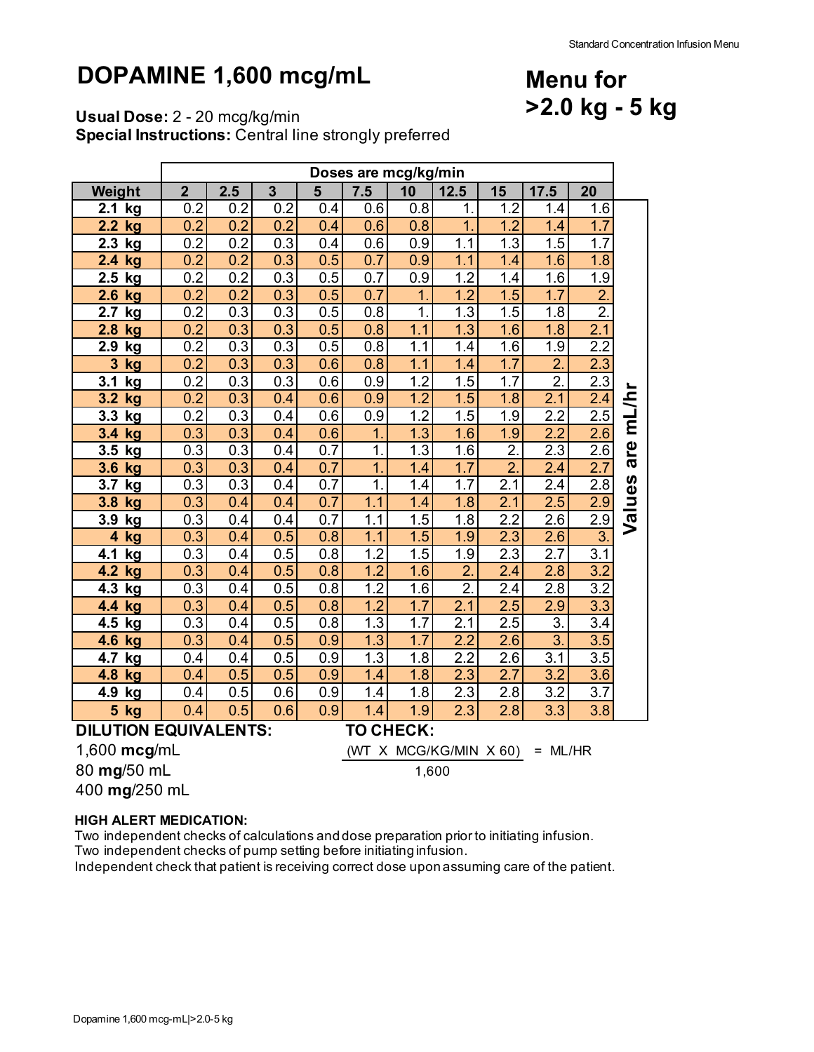# DOPAMINE 1,600 mcg/mL

## Menu for >2.0 kg - 5 kg

**Usual Dose:** 2 - 20 mcg/kg/min
**Special Instructions:** Central line strongly preferred

| | Doses are mcg/kg/min | | | | | | | | | |
|---|---|---|---|---|---|---|---|---|---|---|
| **Weight** | **2** | **2.5** | **3** | **5** | **7.5** | **10** | **12.5** | **15** | **17.5** | **20** |
| **2.1 kg** | 0.2 | 0.2 | 0.2 | 0.4 | 0.6 | 0.8 | 1. | 1.2 | 1.4 | 1.6 |
| **2.2 kg** | 0.2 | 0.2 | 0.2 | 0.4 | 0.6 | 0.8 | 1. | 1.2 | 1.4 | 1.7 |
| **2.3 kg** | 0.2 | 0.2 | 0.3 | 0.4 | 0.6 | 0.9 | 1.1 | 1.3 | 1.5 | 1.7 |
| **2.4 kg** | 0.2 | 0.2 | 0.3 | 0.5 | 0.7 | 0.9 | 1.1 | 1.4 | 1.6 | 1.8 |
| **2.5 kg** | 0.2 | 0.2 | 0.3 | 0.5 | 0.7 | 0.9 | 1.2 | 1.4 | 1.6 | 1.9 |
| **2.6 kg** | 0.2 | 0.2 | 0.3 | 0.5 | 0.7 | 1. | 1.2 | 1.5 | 1.7 | 2. |
| **2.7 kg** | 0.2 | 0.3 | 0.3 | 0.5 | 0.8 | 1. | 1.3 | 1.5 | 1.8 | 2. |
| **2.8 kg** | 0.2 | 0.3 | 0.3 | 0.5 | 0.8 | 1.1 | 1.3 | 1.6 | 1.8 | 2.1 |
| **2.9 kg** | 0.2 | 0.3 | 0.3 | 0.5 | 0.8 | 1.1 | 1.4 | 1.6 | 1.9 | 2.2 |
| **3 kg** | 0.2 | 0.3 | 0.3 | 0.6 | 0.8 | 1.1 | 1.4 | 1.7 | 2. | 2.3 |
| **3.1 kg** | 0.2 | 0.3 | 0.3 | 0.6 | 0.9 | 1.2 | 1.5 | 1.7 | 2. | 2.3 |
| **3.2 kg** | 0.2 | 0.3 | 0.4 | 0.6 | 0.9 | 1.2 | 1.5 | 1.8 | 2.1 | 2.4 |
| **3.3 kg** | 0.2 | 0.3 | 0.4 | 0.6 | 0.9 | 1.2 | 1.5 | 1.9 | 2.2 | 2.5 |
| **3.4 kg** | 0.3 | 0.3 | 0.4 | 0.6 | 1. | 1.3 | 1.6 | 1.9 | 2.2 | 2.6 |
| **3.5 kg** | 0.3 | 0.3 | 0.4 | 0.7 | 1. | 1.3 | 1.6 | 2. | 2.3 | 2.6 |
| **3.6 kg** | 0.3 | 0.3 | 0.4 | 0.7 | 1. | 1.4 | 1.7 | 2. | 2.4 | 2.7 |
| **3.7 kg** | 0.3 | 0.3 | 0.4 | 0.7 | 1. | 1.4 | 1.7 | 2.1 | 2.4 | 2.8 |
| **3.8 kg** | 0.3 | 0.4 | 0.4 | 0.7 | 1.1 | 1.4 | 1.8 | 2.1 | 2.5 | 2.9 |
| **3.9 kg** | 0.3 | 0.4 | 0.4 | 0.7 | 1.1 | 1.5 | 1.8 | 2.2 | 2.6 | 2.9 |
| **4 kg** | 0.3 | 0.4 | 0.5 | 0.8 | 1.1 | 1.5 | 1.9 | 2.3 | 2.6 | 3. |
| **4.1 kg** | 0.3 | 0.4 | 0.5 | 0.8 | 1.2 | 1.5 | 1.9 | 2.3 | 2.7 | 3.1 |
| **4.2 kg** | 0.3 | 0.4 | 0.5 | 0.8 | 1.2 | 1.6 | 2. | 2.4 | 2.8 | 3.2 |
| **4.3 kg** | 0.3 | 0.4 | 0.5 | 0.8 | 1.2 | 1.6 | 2. | 2.4 | 2.8 | 3.2 |
| **4.4 kg** | 0.3 | 0.4 | 0.5 | 0.8 | 1.2 | 1.7 | 2.1 | 2.5 | 2.9 | 3.3 |
| **4.5 kg** | 0.3 | 0.4 | 0.5 | 0.8 | 1.3 | 1.7 | 2.1 | 2.5 | 3. | 3.4 |
| **4.6 kg** | 0.3 | 0.4 | 0.5 | 0.9 | 1.3 | 1.7 | 2.2 | 2.6 | 3. | 3.5 |
| **4.7 kg** | 0.4 | 0.4 | 0.5 | 0.9 | 1.3 | 1.8 | 2.2 | 2.6 | 3.1 | 3.5 |
| **4.8 kg** | 0.4 | 0.5 | 0.5 | 0.9 | 1.4 | 1.8 | 2.3 | 2.7 | 3.2 | 3.6 |
| **4.9 kg** | 0.4 | 0.5 | 0.6 | 0.9 | 1.4 | 1.8 | 2.3 | 2.8 | 3.2 | 3.7 |
| **5 kg** | 0.4 | 0.5 | 0.6 | 0.9 | 1.4 | 1.9 | 2.3 | 2.8 | 3.3 | 3.8 |

**Values are mL/hr**

**DILUTION EQUIVALENTS:**

1,600 **mcg**/mL
80 **mg**/50 mL
400 **mg**/250 mL

**TO CHECK:**

$$\frac{\text{(WT X MCG/KG/MIN X 60)}}{1{,}600} = \text{ML/HR}$$

**HIGH ALERT MEDICATION:**

Two independent checks of calculations and dose preparation prior to initiating infusion.
Two independent checks of pump setting before initiating infusion.
Independent check that patient is receiving correct dose upon assuming care of the patient.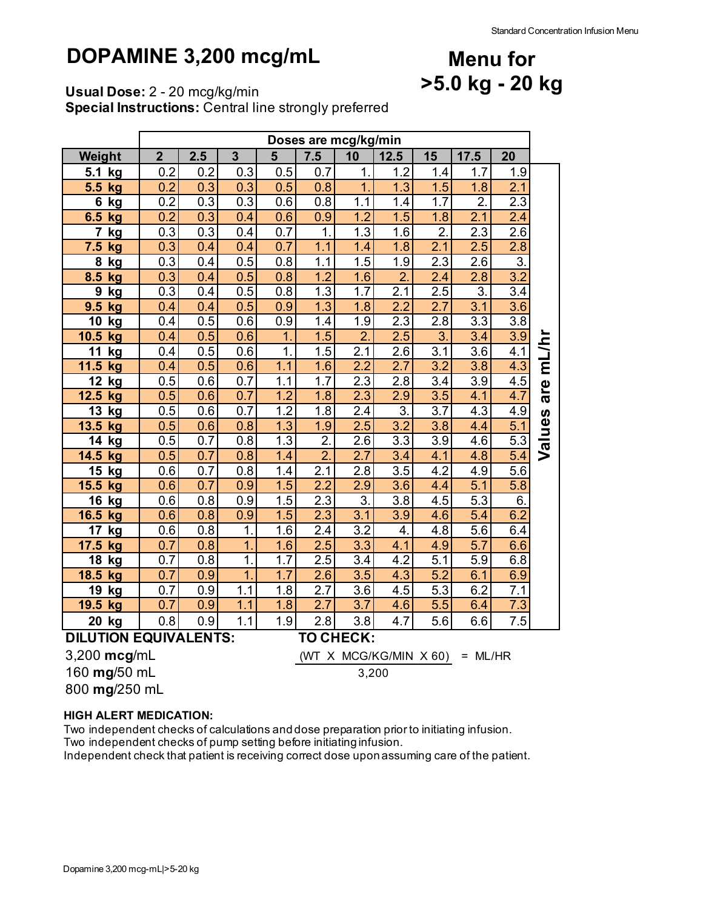# DOPAMINE 3,200 mcg/mL

## Menu for >5.0 kg - 20 kg

**Usual Dose:** 2 - 20 mcg/kg/min
**Special Instructions:** Central line strongly preferred

| | Doses are mcg/kg/min | | | | | | | | | |
|---|---|---|---|---|---|---|---|---|---|---|
| **Weight** | **2** | **2.5** | **3** | **5** | **7.5** | **10** | **12.5** | **15** | **17.5** | **20** |
| **5.1 kg** | 0.2 | 0.2 | 0.3 | 0.5 | 0.7 | 1. | 1.2 | 1.4 | 1.7 | 1.9 |
| **5.5 kg** | 0.2 | 0.3 | 0.3 | 0.5 | 0.8 | 1. | 1.3 | 1.5 | 1.8 | 2.1 |
| **6 kg** | 0.2 | 0.3 | 0.3 | 0.6 | 0.8 | 1.1 | 1.4 | 1.7 | 2. | 2.3 |
| **6.5 kg** | 0.2 | 0.3 | 0.4 | 0.6 | 0.9 | 1.2 | 1.5 | 1.8 | 2.1 | 2.4 |
| **7 kg** | 0.3 | 0.3 | 0.4 | 0.7 | 1. | 1.3 | 1.6 | 2. | 2.3 | 2.6 |
| **7.5 kg** | 0.3 | 0.4 | 0.4 | 0.7 | 1.1 | 1.4 | 1.8 | 2.1 | 2.5 | 2.8 |
| **8 kg** | 0.3 | 0.4 | 0.5 | 0.8 | 1.1 | 1.5 | 1.9 | 2.3 | 2.6 | 3. |
| **8.5 kg** | 0.3 | 0.4 | 0.5 | 0.8 | 1.2 | 1.6 | 2. | 2.4 | 2.8 | 3.2 |
| **9 kg** | 0.3 | 0.4 | 0.5 | 0.8 | 1.3 | 1.7 | 2.1 | 2.5 | 3. | 3.4 |
| **9.5 kg** | 0.4 | 0.4 | 0.5 | 0.9 | 1.3 | 1.8 | 2.2 | 2.7 | 3.1 | 3.6 |
| **10 kg** | 0.4 | 0.5 | 0.6 | 0.9 | 1.4 | 1.9 | 2.3 | 2.8 | 3.3 | 3.8 |
| **10.5 kg** | 0.4 | 0.5 | 0.6 | 1. | 1.5 | 2. | 2.5 | 3. | 3.4 | 3.9 |
| **11 kg** | 0.4 | 0.5 | 0.6 | 1. | 1.5 | 2.1 | 2.6 | 3.1 | 3.6 | 4.1 |
| **11.5 kg** | 0.4 | 0.5 | 0.6 | 1.1 | 1.6 | 2.2 | 2.7 | 3.2 | 3.8 | 4.3 |
| **12 kg** | 0.5 | 0.6 | 0.7 | 1.1 | 1.7 | 2.3 | 2.8 | 3.4 | 3.9 | 4.5 |
| **12.5 kg** | 0.5 | 0.6 | 0.7 | 1.2 | 1.8 | 2.3 | 2.9 | 3.5 | 4.1 | 4.7 |
| **13 kg** | 0.5 | 0.6 | 0.7 | 1.2 | 1.8 | 2.4 | 3. | 3.7 | 4.3 | 4.9 |
| **13.5 kg** | 0.5 | 0.6 | 0.8 | 1.3 | 1.9 | 2.5 | 3.2 | 3.8 | 4.4 | 5.1 |
| **14 kg** | 0.5 | 0.7 | 0.8 | 1.3 | 2. | 2.6 | 3.3 | 3.9 | 4.6 | 5.3 |
| **14.5 kg** | 0.5 | 0.7 | 0.8 | 1.4 | 2. | 2.7 | 3.4 | 4.1 | 4.8 | 5.4 |
| **15 kg** | 0.6 | 0.7 | 0.8 | 1.4 | 2.1 | 2.8 | 3.5 | 4.2 | 4.9 | 5.6 |
| **15.5 kg** | 0.6 | 0.7 | 0.9 | 1.5 | 2.2 | 2.9 | 3.6 | 4.4 | 5.1 | 5.8 |
| **16 kg** | 0.6 | 0.8 | 0.9 | 1.5 | 2.3 | 3. | 3.8 | 4.5 | 5.3 | 6. |
| **16.5 kg** | 0.6 | 0.8 | 0.9 | 1.5 | 2.3 | 3.1 | 3.9 | 4.6 | 5.4 | 6.2 |
| **17 kg** | 0.6 | 0.8 | 1. | 1.6 | 2.4 | 3.2 | 4. | 4.8 | 5.6 | 6.4 |
| **17.5 kg** | 0.7 | 0.8 | 1. | 1.6 | 2.5 | 3.3 | 4.1 | 4.9 | 5.7 | 6.6 |
| **18 kg** | 0.7 | 0.8 | 1. | 1.7 | 2.5 | 3.4 | 4.2 | 5.1 | 5.9 | 6.8 |
| **18.5 kg** | 0.7 | 0.9 | 1. | 1.7 | 2.6 | 3.5 | 4.3 | 5.2 | 6.1 | 6.9 |
| **19 kg** | 0.7 | 0.9 | 1.1 | 1.8 | 2.7 | 3.6 | 4.5 | 5.3 | 6.2 | 7.1 |
| **19.5 kg** | 0.7 | 0.9 | 1.1 | 1.8 | 2.7 | 3.7 | 4.6 | 5.5 | 6.4 | 7.3 |
| **20 kg** | 0.8 | 0.9 | 1.1 | 1.9 | 2.8 | 3.8 | 4.7 | 5.6 | 6.6 | 7.5 |

**Values are mL/hr**

**DILUTION EQUIVALENTS:**

3,200 **mcg**/mL
160 **mg**/50 mL
800 **mg**/250 mL

**TO CHECK:**

$$\frac{(\text{WT} \times \text{MCG/KG/MIN} \times 60)}{3{,}200} = \text{ML/HR}$$

**HIGH ALERT MEDICATION:**

Two independent checks of calculations and dose preparation prior to initiating infusion.
Two independent checks of pump setting before initiating infusion.
Independent check that patient is receiving correct dose upon assuming care of the patient.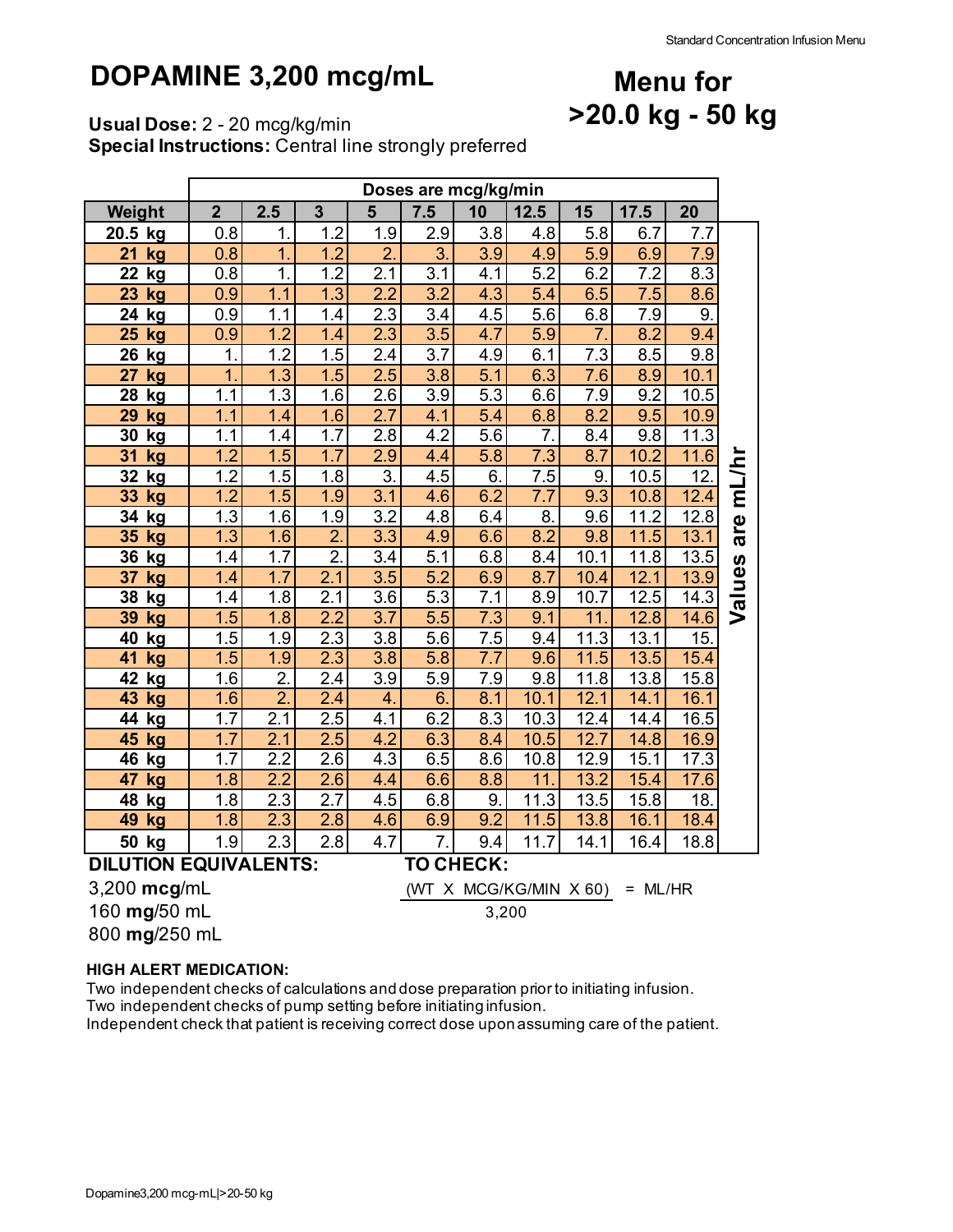# DOPAMINE 3,200 mcg/mL

## Menu for >20.0 kg - 50 kg

**Usual Dose:** 2 - 20 mcg/kg/min
**Special Instructions:** Central line strongly preferred

| | Doses are mcg/kg/min | | | | | | | | | |
|---|---|---|---|---|---|---|---|---|---|---|
| **Weight** | **2** | **2.5** | **3** | **5** | **7.5** | **10** | **12.5** | **15** | **17.5** | **20** |
| **20.5 kg** | 0.8 | 1. | 1.2 | 1.9 | 2.9 | 3.8 | 4.8 | 5.8 | 6.7 | 7.7 |
| **21 kg** | 0.8 | 1. | 1.2 | 2. | 3. | 3.9 | 4.9 | 5.9 | 6.9 | 7.9 |
| **22 kg** | 0.8 | 1. | 1.2 | 2.1 | 3.1 | 4.1 | 5.2 | 6.2 | 7.2 | 8.3 |
| **23 kg** | 0.9 | 1.1 | 1.3 | 2.2 | 3.2 | 4.3 | 5.4 | 6.5 | 7.5 | 8.6 |
| **24 kg** | 0.9 | 1.1 | 1.4 | 2.3 | 3.4 | 4.5 | 5.6 | 6.8 | 7.9 | 9. |
| **25 kg** | 0.9 | 1.2 | 1.4 | 2.3 | 3.5 | 4.7 | 5.9 | 7. | 8.2 | 9.4 |
| **26 kg** | 1. | 1.2 | 1.5 | 2.4 | 3.7 | 4.9 | 6.1 | 7.3 | 8.5 | 9.8 |
| **27 kg** | 1. | 1.3 | 1.5 | 2.5 | 3.8 | 5.1 | 6.3 | 7.6 | 8.9 | 10.1 |
| **28 kg** | 1.1 | 1.3 | 1.6 | 2.6 | 3.9 | 5.3 | 6.6 | 7.9 | 9.2 | 10.5 |
| **29 kg** | 1.1 | 1.4 | 1.6 | 2.7 | 4.1 | 5.4 | 6.8 | 8.2 | 9.5 | 10.9 |
| **30 kg** | 1.1 | 1.4 | 1.7 | 2.8 | 4.2 | 5.6 | 7. | 8.4 | 9.8 | 11.3 |
| **31 kg** | 1.2 | 1.5 | 1.7 | 2.9 | 4.4 | 5.8 | 7.3 | 8.7 | 10.2 | 11.6 |
| **32 kg** | 1.2 | 1.5 | 1.8 | 3. | 4.5 | 6. | 7.5 | 9. | 10.5 | 12. |
| **33 kg** | 1.2 | 1.5 | 1.9 | 3.1 | 4.6 | 6.2 | 7.7 | 9.3 | 10.8 | 12.4 |
| **34 kg** | 1.3 | 1.6 | 1.9 | 3.2 | 4.8 | 6.4 | 8. | 9.6 | 11.2 | 12.8 |
| **35 kg** | 1.3 | 1.6 | 2. | 3.3 | 4.9 | 6.6 | 8.2 | 9.8 | 11.5 | 13.1 |
| **36 kg** | 1.4 | 1.7 | 2. | 3.4 | 5.1 | 6.8 | 8.4 | 10.1 | 11.8 | 13.5 |
| **37 kg** | 1.4 | 1.7 | 2.1 | 3.5 | 5.2 | 6.9 | 8.7 | 10.4 | 12.1 | 13.9 |
| **38 kg** | 1.4 | 1.8 | 2.1 | 3.6 | 5.3 | 7.1 | 8.9 | 10.7 | 12.5 | 14.3 |
| **39 kg** | 1.5 | 1.8 | 2.2 | 3.7 | 5.5 | 7.3 | 9.1 | 11. | 12.8 | 14.6 |
| **40 kg** | 1.5 | 1.9 | 2.3 | 3.8 | 5.6 | 7.5 | 9.4 | 11.3 | 13.1 | 15. |
| **41 kg** | 1.5 | 1.9 | 2.3 | 3.8 | 5.8 | 7.7 | 9.6 | 11.5 | 13.5 | 15.4 |
| **42 kg** | 1.6 | 2. | 2.4 | 3.9 | 5.9 | 7.9 | 9.8 | 11.8 | 13.8 | 15.8 |
| **43 kg** | 1.6 | 2. | 2.4 | 4. | 6. | 8.1 | 10.1 | 12.1 | 14.1 | 16.1 |
| **44 kg** | 1.7 | 2.1 | 2.5 | 4.1 | 6.2 | 8.3 | 10.3 | 12.4 | 14.4 | 16.5 |
| **45 kg** | 1.7 | 2.1 | 2.5 | 4.2 | 6.3 | 8.4 | 10.5 | 12.7 | 14.8 | 16.9 |
| **46 kg** | 1.7 | 2.2 | 2.6 | 4.3 | 6.5 | 8.6 | 10.8 | 12.9 | 15.1 | 17.3 |
| **47 kg** | 1.8 | 2.2 | 2.6 | 4.4 | 6.6 | 8.8 | 11. | 13.2 | 15.4 | 17.6 |
| **48 kg** | 1.8 | 2.3 | 2.7 | 4.5 | 6.8 | 9. | 11.3 | 13.5 | 15.8 | 18. |
| **49 kg** | 1.8 | 2.3 | 2.8 | 4.6 | 6.9 | 9.2 | 11.5 | 13.8 | 16.1 | 18.4 |
| **50 kg** | 1.9 | 2.3 | 2.8 | 4.7 | 7. | 9.4 | 11.7 | 14.1 | 16.4 | 18.8 |

**Values are mL/hr**

**DILUTION EQUIVALENTS:**

3,200 **mcg**/mL
160 **mg**/50 mL
800 **mg**/250 mL

**TO CHECK:**

$$\frac{(\text{WT} \times \text{MCG/KG/MIN} \times 60)}{3{,}200} = \text{ML/HR}$$

**HIGH ALERT MEDICATION:**

Two independent checks of calculations and dose preparation prior to initiating infusion.
Two independent checks of pump setting before initiating infusion.
Independent check that patient is receiving correct dose upon assuming care of the patient.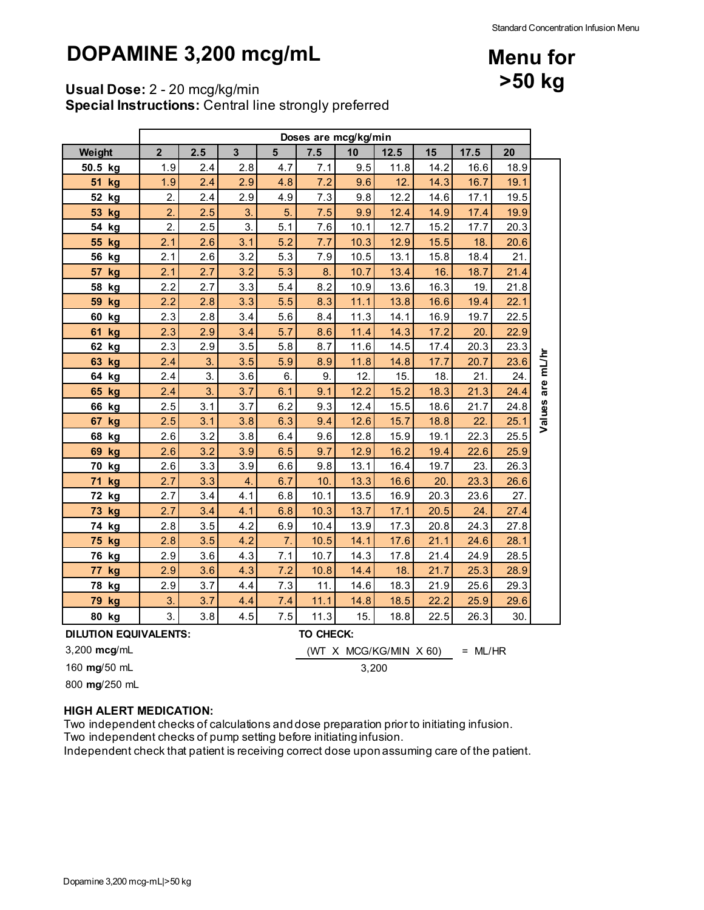# DOPAMINE 3,200 mcg/mL

## Menu for >50 kg

**Usual Dose:** 2 - 20 mcg/kg/min
**Special Instructions:** Central line strongly preferred

| | Doses are mcg/kg/min | | | | | | | | | |
|---|---|---|---|---|---|---|---|---|---|---|
| **Weight** | **2** | **2.5** | **3** | **5** | **7.5** | **10** | **12.5** | **15** | **17.5** | **20** |
| **50.5 kg** | 1.9 | 2.4 | 2.8 | 4.7 | 7.1 | 9.5 | 11.8 | 14.2 | 16.6 | 18.9 |
| **51 kg** | 1.9 | 2.4 | 2.9 | 4.8 | 7.2 | 9.6 | 12. | 14.3 | 16.7 | 19.1 |
| **52 kg** | 2. | 2.4 | 2.9 | 4.9 | 7.3 | 9.8 | 12.2 | 14.6 | 17.1 | 19.5 |
| **53 kg** | 2. | 2.5 | 3. | 5. | 7.5 | 9.9 | 12.4 | 14.9 | 17.4 | 19.9 |
| **54 kg** | 2. | 2.5 | 3. | 5.1 | 7.6 | 10.1 | 12.7 | 15.2 | 17.7 | 20.3 |
| **55 kg** | 2.1 | 2.6 | 3.1 | 5.2 | 7.7 | 10.3 | 12.9 | 15.5 | 18. | 20.6 |
| **56 kg** | 2.1 | 2.6 | 3.2 | 5.3 | 7.9 | 10.5 | 13.1 | 15.8 | 18.4 | 21. |
| **57 kg** | 2.1 | 2.7 | 3.2 | 5.3 | 8. | 10.7 | 13.4 | 16. | 18.7 | 21.4 |
| **58 kg** | 2.2 | 2.7 | 3.3 | 5.4 | 8.2 | 10.9 | 13.6 | 16.3 | 19. | 21.8 |
| **59 kg** | 2.2 | 2.8 | 3.3 | 5.5 | 8.3 | 11.1 | 13.8 | 16.6 | 19.4 | 22.1 |
| **60 kg** | 2.3 | 2.8 | 3.4 | 5.6 | 8.4 | 11.3 | 14.1 | 16.9 | 19.7 | 22.5 |
| **61 kg** | 2.3 | 2.9 | 3.4 | 5.7 | 8.6 | 11.4 | 14.3 | 17.2 | 20. | 22.9 |
| **62 kg** | 2.3 | 2.9 | 3.5 | 5.8 | 8.7 | 11.6 | 14.5 | 17.4 | 20.3 | 23.3 |
| **63 kg** | 2.4 | 3. | 3.5 | 5.9 | 8.9 | 11.8 | 14.8 | 17.7 | 20.7 | 23.6 |
| **64 kg** | 2.4 | 3. | 3.6 | 6. | 9. | 12. | 15. | 18. | 21. | 24. |
| **65 kg** | 2.4 | 3. | 3.7 | 6.1 | 9.1 | 12.2 | 15.2 | 18.3 | 21.3 | 24.4 |
| **66 kg** | 2.5 | 3.1 | 3.7 | 6.2 | 9.3 | 12.4 | 15.5 | 18.6 | 21.7 | 24.8 |
| **67 kg** | 2.5 | 3.1 | 3.8 | 6.3 | 9.4 | 12.6 | 15.7 | 18.8 | 22. | 25.1 |
| **68 kg** | 2.6 | 3.2 | 3.8 | 6.4 | 9.6 | 12.8 | 15.9 | 19.1 | 22.3 | 25.5 |
| **69 kg** | 2.6 | 3.2 | 3.9 | 6.5 | 9.7 | 12.9 | 16.2 | 19.4 | 22.6 | 25.9 |
| **70 kg** | 2.6 | 3.3 | 3.9 | 6.6 | 9.8 | 13.1 | 16.4 | 19.7 | 23. | 26.3 |
| **71 kg** | 2.7 | 3.3 | 4. | 6.7 | 10. | 13.3 | 16.6 | 20. | 23.3 | 26.6 |
| **72 kg** | 2.7 | 3.4 | 4.1 | 6.8 | 10.1 | 13.5 | 16.9 | 20.3 | 23.6 | 27. |
| **73 kg** | 2.7 | 3.4 | 4.1 | 6.8 | 10.3 | 13.7 | 17.1 | 20.5 | 24. | 27.4 |
| **74 kg** | 2.8 | 3.5 | 4.2 | 6.9 | 10.4 | 13.9 | 17.3 | 20.8 | 24.3 | 27.8 |
| **75 kg** | 2.8 | 3.5 | 4.2 | 7. | 10.5 | 14.1 | 17.6 | 21.1 | 24.6 | 28.1 |
| **76 kg** | 2.9 | 3.6 | 4.3 | 7.1 | 10.7 | 14.3 | 17.8 | 21.4 | 24.9 | 28.5 |
| **77 kg** | 2.9 | 3.6 | 4.3 | 7.2 | 10.8 | 14.4 | 18. | 21.7 | 25.3 | 28.9 |
| **78 kg** | 2.9 | 3.7 | 4.4 | 7.3 | 11. | 14.6 | 18.3 | 21.9 | 25.6 | 29.3 |
| **79 kg** | 3. | 3.7 | 4.4 | 7.4 | 11.1 | 14.8 | 18.5 | 22.2 | 25.9 | 29.6 |
| **80 kg** | 3. | 3.8 | 4.5 | 7.5 | 11.3 | 15. | 18.8 | 22.5 | 26.3 | 30. |

Values are mL/hr

**DILUTION EQUIVALENTS:**

3,200 **mcg**/mL

160 **mg**/50 mL

800 **mg**/250 mL

**TO CHECK:**

$$\frac{(\text{WT} \times \text{MCG/KG/MIN} \times 60)}{3{,}200} = \text{ML/HR}$$

**HIGH ALERT MEDICATION:**

Two independent checks of calculations and dose preparation prior to initiating infusion.
Two independent checks of pump setting before initiating infusion.
Independent check that patient is receiving correct dose upon assuming care of the patient.